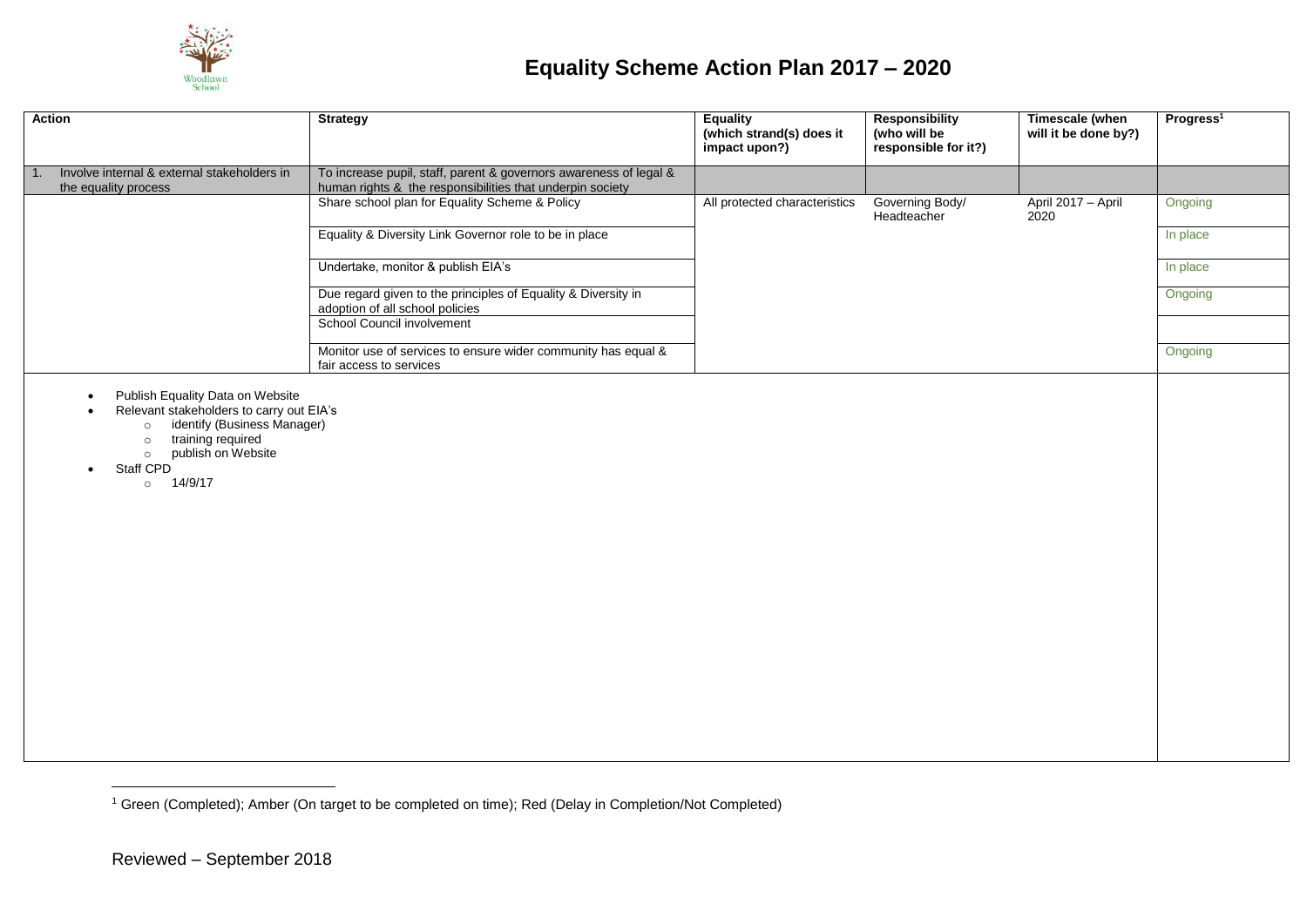# Equality Scheme Action Plan 2017 – 2020

| Action | Strategy | Equality (which strand(s) does it impact upon?) | Responsibility (who will be responsible for it?) | Timescale (when will it be done by?) | Progress[1] |
|---|---|---|---|---|---|
| 1. Involve internal & external stakeholders in the equality process | To increase pupil, staff, parent & governors awareness of legal & human rights & the responsibilities that underpin society | | | | |
| | Share school plan for Equality Scheme & Policy | All protected characteristics | Governing Body/ Headteacher | April 2017 – April 2020 | Ongoing |
| | Equality & Diversity Link Governor role to be in place | | | | In place |
| | Undertake, monitor & publish EIA's | | | | In place |
| | Due regard given to the principles of Equality & Diversity in adoption of all school policies | | | | Ongoing |
| | School Council involvement | | | | |
| | Monitor use of services to ensure wider community has equal & fair access to services | | | | Ongoing |

- Publish Equality Data on Website
- Relevant stakeholders to carry out EIA's
  - identify (Business Manager)
  - training required
  - publish on Website
- Staff CPD
  - 14/9/17

[1] Green (Completed); Amber (On target to be completed on time); Red (Delay in Completion/Not Completed)

Reviewed – September 2018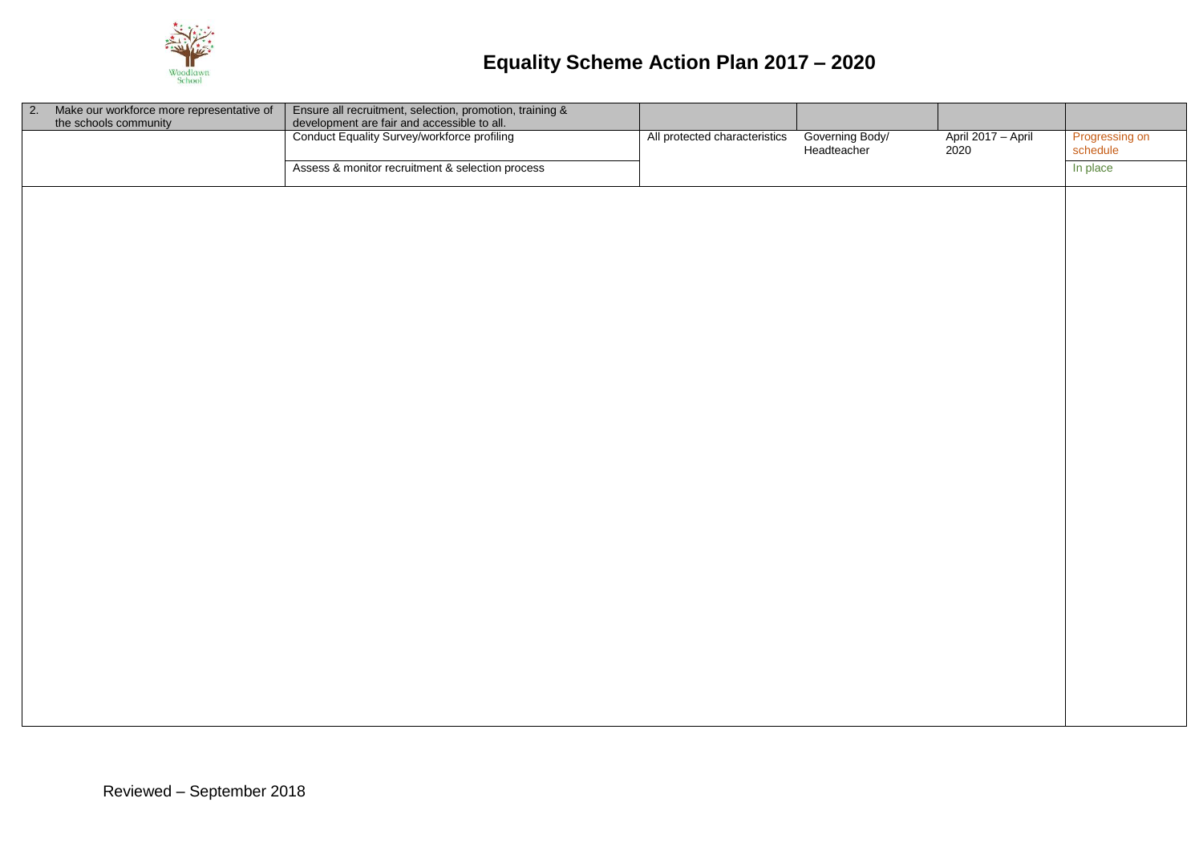# Equality Scheme Action Plan 2017 – 2020

| 2. Make our workforce more representative of the schools community | Ensure all recruitment, selection, promotion, training & development are fair and accessible to all. | | | | |
|---|---|---|---|---|---|
| | Conduct Equality Survey/workforce profiling | All protected characteristics | Governing Body/ Headteacher | April 2017 – April 2020 | Progressing on schedule |
| | Assess & monitor recruitment & selection process | | | | In place |

Reviewed – September 2018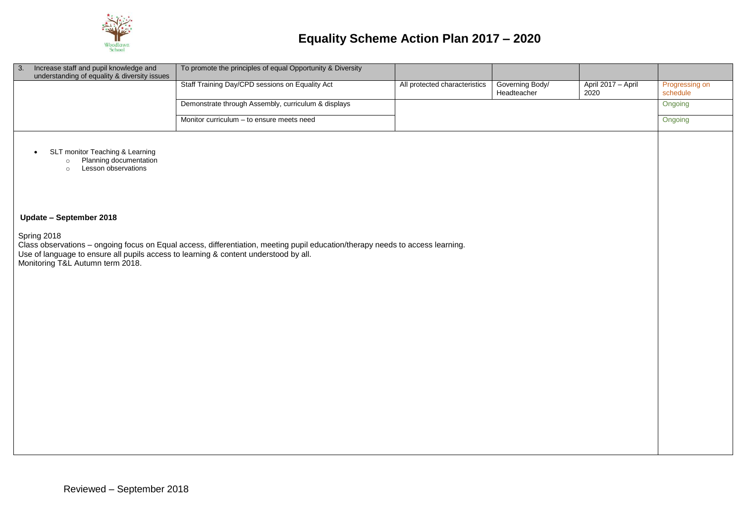# Equality Scheme Action Plan 2017 – 2020

| 3. Increase staff and pupil knowledge and understanding of equality & diversity issues | To promote the principles of equal Opportunity & Diversity | | | | |
|---|---|---|---|---|---|
| | Staff Training Day/CPD sessions on Equality Act | All protected characteristics | Governing Body/ Headteacher | April 2017 – April 2020 | Progressing on schedule |
| | Demonstrate through Assembly, curriculum & displays | | | | Ongoing |
| | Monitor curriculum – to ensure meets need | | | | Ongoing |

- SLT monitor Teaching & Learning
  - Planning documentation
  - Lesson observations

**Update – September 2018**

Spring 2018
Class observations – ongoing focus on Equal access, differentiation, meeting pupil education/therapy needs to access learning.
Use of language to ensure all pupils access to learning & content understood by all.
Monitoring T&L Autumn term 2018.

Reviewed – September 2018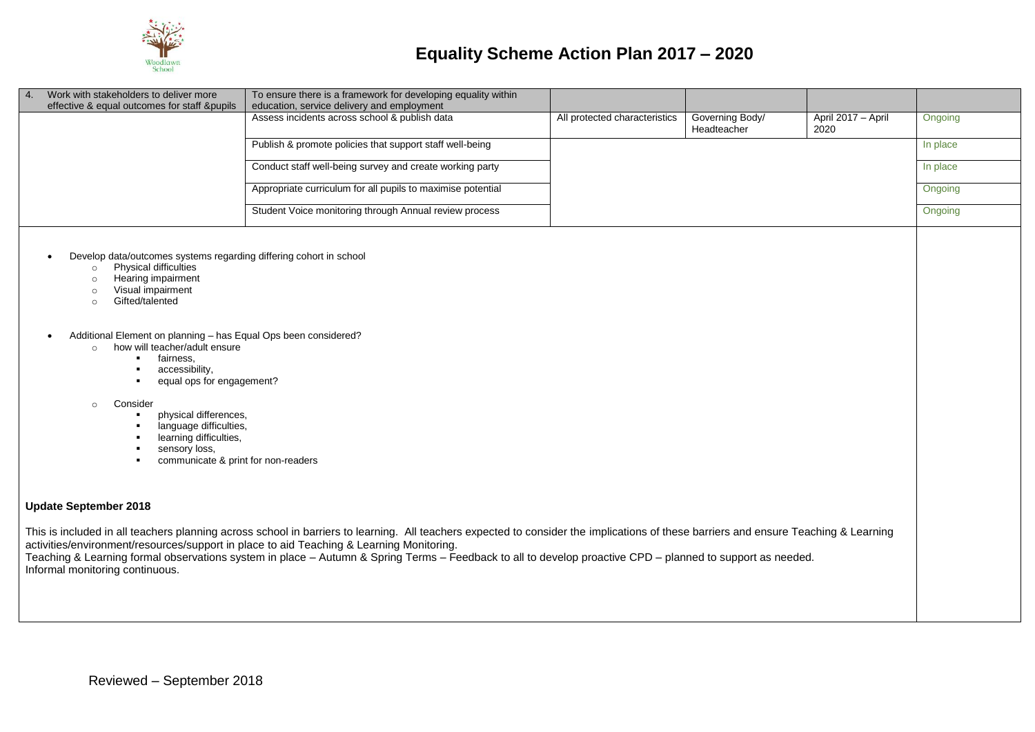# Equality Scheme Action Plan 2017 – 2020

| | | | | | |
|---|---|---|---|---|---|
| 4. Work with stakeholders to deliver more effective & equal outcomes for staff &pupils | To ensure there is a framework for developing equality within education, service delivery and employment | | | | |
| | Assess incidents across school & publish data | All protected characteristics | Governing Body/ Headteacher | April 2017 – April 2020 | Ongoing |
| | Publish & promote policies that support staff well-being | | | | In place |
| | Conduct staff well-being survey and create working party | | | | In place |
| | Appropriate curriculum for all pupils to maximise potential | | | | Ongoing |
| | Student Voice monitoring through Annual review process | | | | Ongoing |

- Develop data/outcomes systems regarding differing cohort in school
  - Physical difficulties
  - Hearing impairment
  - Visual impairment
  - Gifted/talented

- Additional Element on planning – has Equal Ops been considered?
  - how will teacher/adult ensure
    - fairness,
    - accessibility,
    - equal ops for engagement?
  - Consider
    - physical differences,
    - language difficulties,
    - learning difficulties,
    - sensory loss,
    - communicate & print for non-readers

**Update September 2018**

This is included in all teachers planning across school in barriers to learning. All teachers expected to consider the implications of these barriers and ensure Teaching & Learning activities/environment/resources/support in place to aid Teaching & Learning Monitoring.
Teaching & Learning formal observations system in place – Autumn & Spring Terms – Feedback to all to develop proactive CPD – planned to support as needed.
Informal monitoring continuous.

Reviewed – September 2018